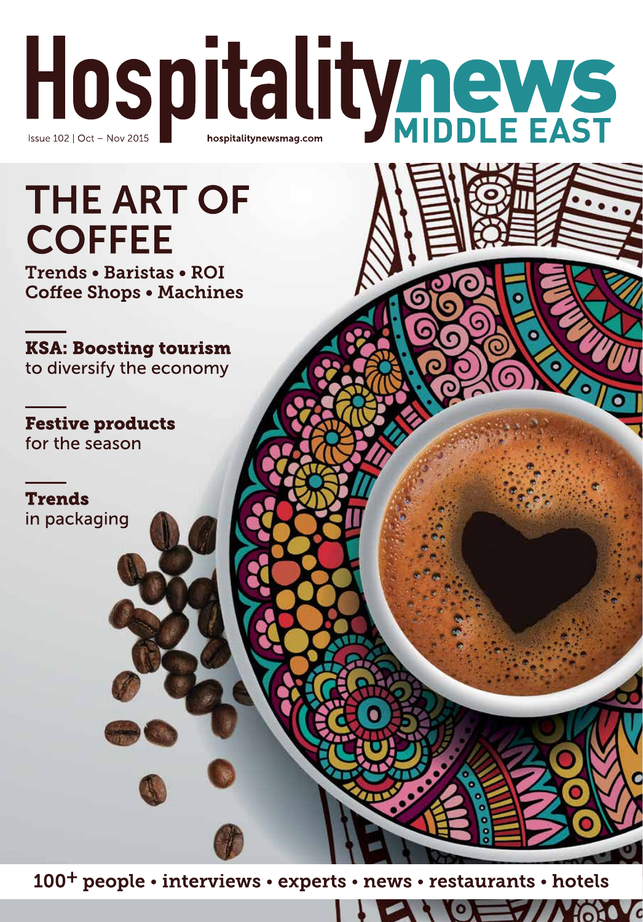# Hospitalitynews MIDDLE EAST

Issue 102 | Oct – Nov 2015

hospitalitynewsmag.com

## THE ART OF COFFEE

Trends • Baristas • ROI
Coffee Shops • Machines

**KSA: Boosting tourism**
to diversify the economy

**Festive products**
for the season

**Trends**
in packaging

100+ people • interviews • experts • news • restaurants • hotels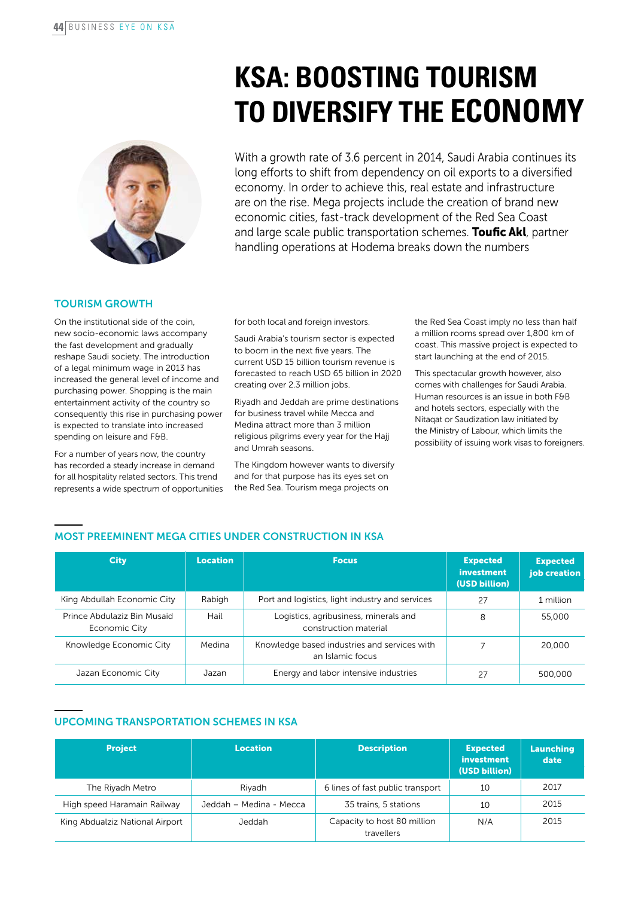# KSA: BOOSTING TOURISM TO DIVERSIFY THE ECONOMY

With a growth rate of 3.6 percent in 2014, Saudi Arabia continues its long efforts to shift from dependency on oil exports to a diversified economy. In order to achieve this, real estate and infrastructure are on the rise. Mega projects include the creation of brand new economic cities, fast-track development of the Red Sea Coast and large scale public transportation schemes. **Toufic Akl**, partner handling operations at Hodema breaks down the numbers

## TOURISM GROWTH

On the institutional side of the coin, new socio-economic laws accompany the fast development and gradually reshape Saudi society. The introduction of a legal minimum wage in 2013 has increased the general level of income and purchasing power. Shopping is the main entertainment activity of the country so consequently this rise in purchasing power is expected to translate into increased spending on leisure and F&B.

For a number of years now, the country has recorded a steady increase in demand for all hospitality related sectors. This trend represents a wide spectrum of opportunities for both local and foreign investors.

Saudi Arabia's tourism sector is expected to boom in the next five years. The current USD 15 billion tourism revenue is forecasted to reach USD 65 billion in 2020 creating over 2.3 million jobs.

Riyadh and Jeddah are prime destinations for business travel while Mecca and Medina attract more than 3 million religious pilgrims every year for the Hajj and Umrah seasons.

The Kingdom however wants to diversify and for that purpose has its eyes set on the Red Sea. Tourism mega projects on the Red Sea Coast imply no less than half a million rooms spread over 1,800 km of coast. This massive project is expected to start launching at the end of 2015.

This spectacular growth however, also comes with challenges for Saudi Arabia. Human resources is an issue in both F&B and hotels sectors, especially with the Nitaqat or Saudization law initiated by the Ministry of Labour, which limits the possibility of issuing work visas to foreigners.

## MOST PREEMINENT MEGA CITIES UNDER CONSTRUCTION IN KSA

| City | Location | Focus | Expected investment (USD billion) | Expected job creation |
|---|---|---|---|---|
| King Abdullah Economic City | Rabigh | Port and logistics, light industry and services | 27 | 1 million |
| Prince Abdulaziz Bin Musaid Economic City | Hail | Logistics, agribusiness, minerals and construction material | 8 | 55,000 |
| Knowledge Economic City | Medina | Knowledge based industries and services with an Islamic focus | 7 | 20,000 |
| Jazan Economic City | Jazan | Energy and labor intensive industries | 27 | 500,000 |

## UPCOMING TRANSPORTATION SCHEMES IN KSA

| Project | Location | Description | Expected investment (USD billion) | Launching date |
|---|---|---|---|---|
| The Riyadh Metro | Riyadh | 6 lines of fast public transport | 10 | 2017 |
| High speed Haramain Railway | Jeddah – Medina - Mecca | 35 trains, 5 stations | 10 | 2015 |
| King Abdualziz National Airport | Jeddah | Capacity to host 80 million travellers | N/A | 2015 |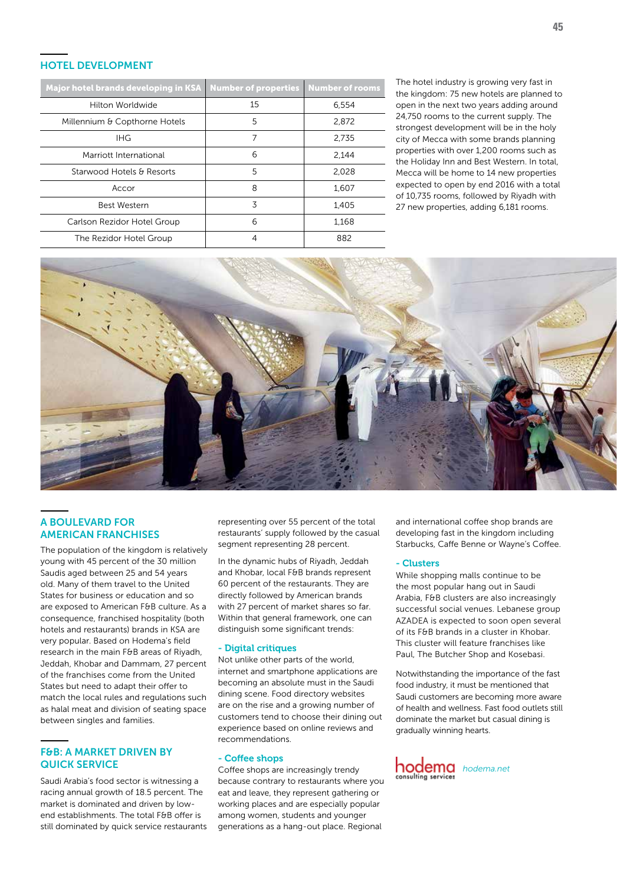## HOTEL DEVELOPMENT

| Major hotel brands developing in KSA | Number of properties | Number of rooms |
|---|---|---|
| Hilton Worldwide | 15 | 6,554 |
| Millennium & Copthorne Hotels | 5 | 2,872 |
| IHG | 7 | 2,735 |
| Marriott International | 6 | 2,144 |
| Starwood Hotels & Resorts | 5 | 2,028 |
| Accor | 8 | 1,607 |
| Best Western | 3 | 1,405 |
| Carlson Rezidor Hotel Group | 6 | 1,168 |
| The Rezidor Hotel Group | 4 | 882 |

The hotel industry is growing very fast in the kingdom: 75 new hotels are planned to open in the next two years adding around 24,750 rooms to the current supply. The strongest development will be in the holy city of Mecca with some brands planning properties with over 1,200 rooms such as the Holiday Inn and Best Western. In total, Mecca will be home to 14 new properties expected to open by end 2016 with a total of 10,735 rooms, followed by Riyadh with 27 new properties, adding 6,181 rooms.

## A BOULEVARD FOR AMERICAN FRANCHISES

The population of the kingdom is relatively young with 45 percent of the 30 million Saudis aged between 25 and 54 years old. Many of them travel to the United States for business or education and so are exposed to American F&B culture. As a consequence, franchised hospitality (both hotels and restaurants) brands in KSA are very popular. Based on Hodema's field research in the main F&B areas of Riyadh, Jeddah, Khobar and Dammam, 27 percent of the franchises come from the United States but need to adapt their offer to match the local rules and regulations such as halal meat and division of seating space between singles and families.

## F&B: A MARKET DRIVEN BY QUICK SERVICE

Saudi Arabia's food sector is witnessing a racing annual growth of 18.5 percent. The market is dominated and driven by low-end establishments. The total F&B offer is still dominated by quick service restaurants representing over 55 percent of the total restaurants' supply followed by the casual segment representing 28 percent.

In the dynamic hubs of Riyadh, Jeddah and Khobar, local F&B brands represent 60 percent of the restaurants. They are directly followed by American brands with 27 percent of market shares so far. Within that general framework, one can distinguish some significant trends:

### - Digital critiques

Not unlike other parts of the world, internet and smartphone applications are becoming an absolute must in the Saudi dining scene. Food directory websites are on the rise and a growing number of customers tend to choose their dining out experience based on online reviews and recommendations.

### - Coffee shops

Coffee shops are increasingly trendy because contrary to restaurants where you eat and leave, they represent gathering or working places and are especially popular among women, students and younger generations as a hang-out place. Regional and international coffee shop brands are developing fast in the kingdom including Starbucks, Caffe Benne or Wayne's Coffee.

### - Clusters

While shopping malls continue to be the most popular hang out in Saudi Arabia, F&B clusters are also increasingly successful social venues. Lebanese group AZADEA is expected to soon open several of its F&B brands in a cluster in Khobar. This cluster will feature franchises like Paul, The Butcher Shop and Kosebasi.

Notwithstanding the importance of the fast food industry, it must be mentioned that Saudi customers are becoming more aware of health and wellness. Fast food outlets still dominate the market but casual dining is gradually winning hearts.

hodema consulting services *hodema.net*